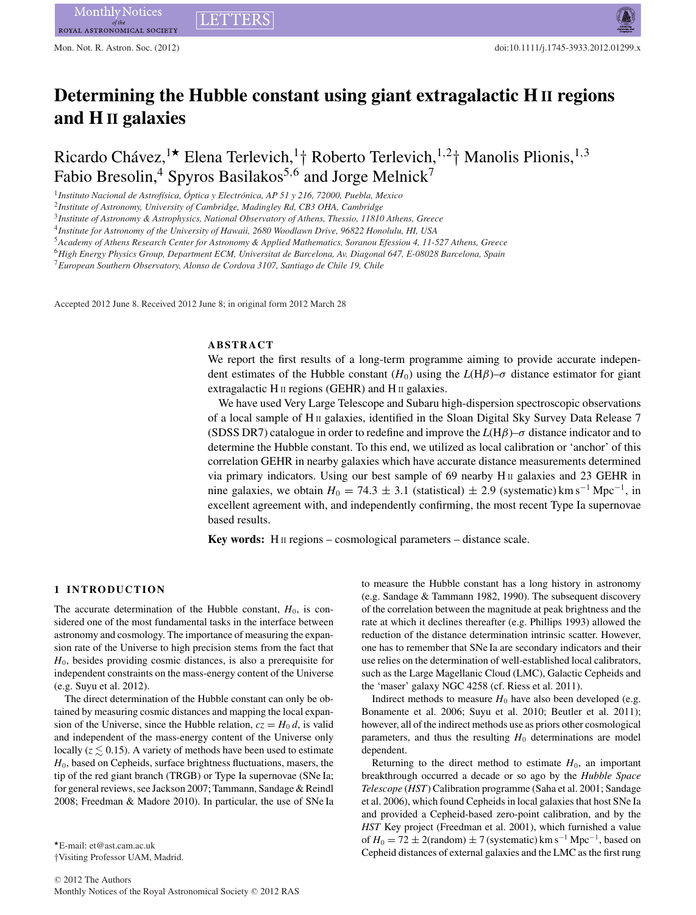# Determining the Hubble constant using giant extragalactic H II regions and H II galaxies

Ricardo Chávez,[1⋆] Elena Terlevich,[1†] Roberto Terlevich,[1,2†] Manolis Plionis,[1,3] Fabio Bresolin,[4] Spyros Basilakos[5,6] and Jorge Melnick[7]

[1] *Instituto Nacional de Astrofísica, Óptica y Electrónica, AP 51 y 216, 72000, Puebla, Mexico*
[2] *Institute of Astronomy, University of Cambridge, Madingley Rd, CB3 OHA, Cambridge*
[3] *Institute of Astronomy & Astrophysics, National Observatory of Athens, Thessio, 11810 Athens, Greece*
[4] *Institute for Astronomy of the University of Hawaii, 2680 Woodlawn Drive, 96822 Honolulu, HI, USA*
[5] *Academy of Athens Research Center for Astronomy & Applied Mathematics, Soranou Efessiou 4, 11-527 Athens, Greece*
[6] *High Energy Physics Group, Department ECM, Universitat de Barcelona, Av. Diagonal 647, E-08028 Barcelona, Spain*
[7] *European Southern Observatory, Alonso de Cordova 3107, Santiago de Chile 19, Chile*

Accepted 2012 June 8. Received 2012 June 8; in original form 2012 March 28

## ABSTRACT

We report the first results of a long-term programme aiming to provide accurate independent estimates of the Hubble constant ($H_0$) using the $L(\mathrm{H}\beta)$–$\sigma$ distance estimator for giant extragalactic H II regions (GEHR) and H II galaxies.

We have used Very Large Telescope and Subaru high-dispersion spectroscopic observations of a local sample of H II galaxies, identified in the Sloan Digital Sky Survey Data Release 7 (SDSS DR7) catalogue in order to redefine and improve the $L(\mathrm{H}\beta)$–$\sigma$ distance indicator and to determine the Hubble constant. To this end, we utilized as local calibration or 'anchor' of this correlation GEHR in nearby galaxies which have accurate distance measurements determined via primary indicators. Using our best sample of 69 nearby H II galaxies and 23 GEHR in nine galaxies, we obtain $H_0 = 74.3 \pm 3.1$ (statistical) $\pm$ 2.9 (systematic) km s$^{-1}$ Mpc$^{-1}$, in excellent agreement with, and independently confirming, the most recent Type Ia supernovae based results.

**Key words:** H II regions – cosmological parameters – distance scale.

## 1 INTRODUCTION

The accurate determination of the Hubble constant, $H_0$, is considered one of the most fundamental tasks in the interface between astronomy and cosmology. The importance of measuring the expansion rate of the Universe to high precision stems from the fact that $H_0$, besides providing cosmic distances, is also a prerequisite for independent constraints on the mass-energy content of the Universe (e.g. Suyu et al. 2012).

The direct determination of the Hubble constant can only be obtained by measuring cosmic distances and mapping the local expansion of the Universe, since the Hubble relation, $cz = H_0\, d$, is valid and independent of the mass-energy content of the Universe only locally ($z \lesssim 0.15$). A variety of methods have been used to estimate $H_0$, based on Cepheids, surface brightness fluctuations, masers, the tip of the red giant branch (TRGB) or Type Ia supernovae (SNe Ia; for general reviews, see Jackson 2007; Tammann, Sandage & Reindl 2008; Freedman & Madore 2010). In particular, the use of SNe Ia to measure the Hubble constant has a long history in astronomy (e.g. Sandage & Tammann 1982, 1990). The subsequent discovery of the correlation between the magnitude at peak brightness and the rate at which it declines thereafter (e.g. Phillips 1993) allowed the reduction of the distance determination intrinsic scatter. However, one has to remember that SNe Ia are secondary indicators and their use relies on the determination of well-established local calibrators, such as the Large Magellanic Cloud (LMC), Galactic Cepheids and the 'maser' galaxy NGC 4258 (cf. Riess et al. 2011).

Indirect methods to measure $H_0$ have also been developed (e.g. Bonamente et al. 2006; Suyu et al. 2010; Beutler et al. 2011); however, all of the indirect methods use as priors other cosmological parameters, and thus the resulting $H_0$ determinations are model dependent.

Returning to the direct method to estimate $H_0$, an important breakthrough occurred a decade or so ago by the *Hubble Space Telescope* (*HST*) Calibration programme (Saha et al. 2001; Sandage et al. 2006), which found Cepheids in local galaxies that host SNe Ia and provided a Cepheid-based zero-point calibration, and by the *HST* Key project (Freedman et al. 2001), which furnished a value of $H_0 = 72 \pm 2$(random) $\pm$ 7 (systematic) km s$^{-1}$ Mpc$^{-1}$, based on Cepheid distances of external galaxies and the LMC as the first rung

⋆E-mail: et@ast.cam.ac.uk
†Visiting Professor UAM, Madrid.

© 2012 The Authors
Monthly Notices of the Royal Astronomical Society © 2012 RAS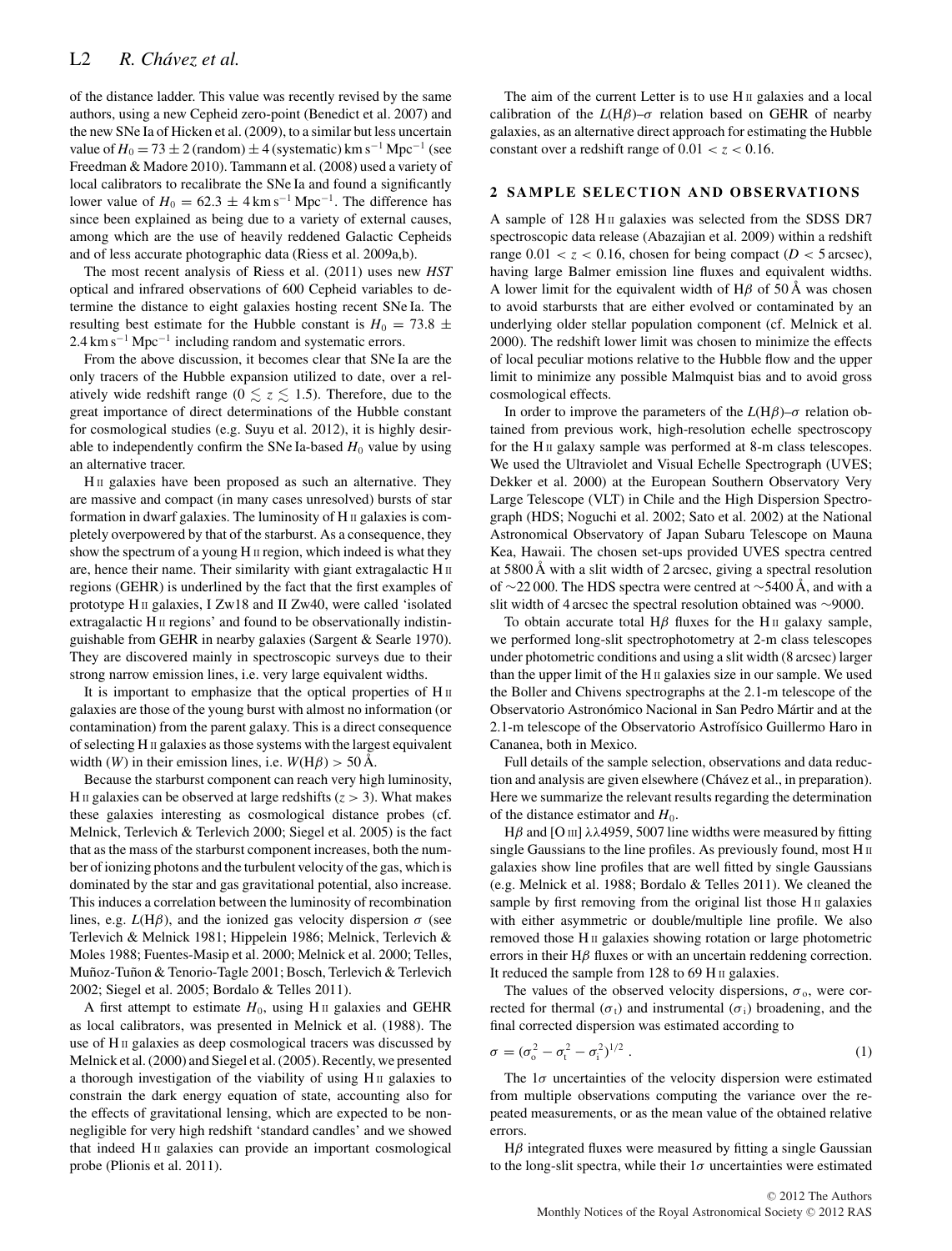of the distance ladder. This value was recently revised by the same authors, using a new Cepheid zero-point (Benedict et al. 2007) and the new SNe Ia of Hicken et al. (2009), to a similar but less uncertain value of $H_0 = 73 \pm 2$ (random) $\pm 4$ (systematic) km s$^{-1}$ Mpc$^{-1}$ (see Freedman & Madore 2010). Tammann et al. (2008) used a variety of local calibrators to recalibrate the SNe Ia and found a significantly lower value of $H_0 = 62.3 \pm 4$ km s$^{-1}$ Mpc$^{-1}$. The difference has since been explained as being due to a variety of external causes, among which are the use of heavily reddened Galactic Cepheids and of less accurate photographic data (Riess et al. 2009a,b).

The most recent analysis of Riess et al. (2011) uses new *HST* optical and infrared observations of 600 Cepheid variables to determine the distance to eight galaxies hosting recent SNe Ia. The resulting best estimate for the Hubble constant is $H_0 = 73.8 \pm 2.4$ km s$^{-1}$ Mpc$^{-1}$ including random and systematic errors.

From the above discussion, it becomes clear that SNe Ia are the only tracers of the Hubble expansion utilized to date, over a relatively wide redshift range ($0 \lesssim z \lesssim 1.5$). Therefore, due to the great importance of direct determinations of the Hubble constant for cosmological studies (e.g. Suyu et al. 2012), it is highly desirable to independently confirm the SNe Ia-based $H_0$ value by using an alternative tracer.

H II galaxies have been proposed as such an alternative. They are massive and compact (in many cases unresolved) bursts of star formation in dwarf galaxies. The luminosity of H II galaxies is completely overpowered by that of the starburst. As a consequence, they show the spectrum of a young H II region, which indeed is what they are, hence their name. Their similarity with giant extragalactic H II regions (GEHR) is underlined by the fact that the first examples of prototype H II galaxies, I Zw18 and II Zw40, were called 'isolated extragalactic H II regions' and found to be observationally indistinguishable from GEHR in nearby galaxies (Sargent & Searle 1970). They are discovered mainly in spectroscopic surveys due to their strong narrow emission lines, i.e. very large equivalent widths.

It is important to emphasize that the optical properties of H II galaxies are those of the young burst with almost no information (or contamination) from the parent galaxy. This is a direct consequence of selecting H II galaxies as those systems with the largest equivalent width ($W$) in their emission lines, i.e. $W(\mathrm{H}\beta) > 50$ Å.

Because the starburst component can reach very high luminosity, H II galaxies can be observed at large redshifts ($z > 3$). What makes these galaxies interesting as cosmological distance probes (cf. Melnick, Terlevich & Terlevich 2000; Siegel et al. 2005) is the fact that as the mass of the starburst component increases, both the number of ionizing photons and the turbulent velocity of the gas, which is dominated by the star and gas gravitational potential, also increase. This induces a correlation between the luminosity of recombination lines, e.g. $L(\mathrm{H}\beta)$, and the ionized gas velocity dispersion $\sigma$ (see Terlevich & Melnick 1981; Hippelein 1986; Melnick, Terlevich & Moles 1988; Fuentes-Masip et al. 2000; Melnick et al. 2000; Telles, Muñoz-Tuñon & Tenorio-Tagle 2001; Bosch, Terlevich & Terlevich 2002; Siegel et al. 2005; Bordalo & Telles 2011).

A first attempt to estimate $H_0$, using H II galaxies and GEHR as local calibrators, was presented in Melnick et al. (1988). The use of H II galaxies as deep cosmological tracers was discussed by Melnick et al. (2000) and Siegel et al. (2005). Recently, we presented a thorough investigation of the viability of using H II galaxies to constrain the dark energy equation of state, accounting also for the effects of gravitational lensing, which are expected to be non-negligible for very high redshift 'standard candles' and we showed that indeed H II galaxies can provide an important cosmological probe (Plionis et al. 2011).

The aim of the current Letter is to use H II galaxies and a local calibration of the $L(\mathrm{H}\beta)$–$\sigma$ relation based on GEHR of nearby galaxies, as an alternative direct approach for estimating the Hubble constant over a redshift range of $0.01 < z < 0.16$.

## 2 SAMPLE SELECTION AND OBSERVATIONS

A sample of 128 H II galaxies was selected from the SDSS DR7 spectroscopic data release (Abazajian et al. 2009) within a redshift range $0.01 < z < 0.16$, chosen for being compact ($D < 5$ arcsec), having large Balmer emission line fluxes and equivalent widths. A lower limit for the equivalent width of H$\beta$ of 50 Å was chosen to avoid starbursts that are either evolved or contaminated by an underlying older stellar population component (cf. Melnick et al. 2000). The redshift lower limit was chosen to minimize the effects of local peculiar motions relative to the Hubble flow and the upper limit to minimize any possible Malmquist bias and to avoid gross cosmological effects.

In order to improve the parameters of the $L(\mathrm{H}\beta)$–$\sigma$ relation obtained from previous work, high-resolution echelle spectroscopy for the H II galaxy sample was performed at 8-m class telescopes. We used the Ultraviolet and Visual Echelle Spectrograph (UVES; Dekker et al. 2000) at the European Southern Observatory Very Large Telescope (VLT) in Chile and the High Dispersion Spectrograph (HDS; Noguchi et al. 2002; Sato et al. 2002) at the National Astronomical Observatory of Japan Subaru Telescope on Mauna Kea, Hawaii. The chosen set-ups provided UVES spectra centred at 5800 Å with a slit width of 2 arcsec, giving a spectral resolution of ∼22 000. The HDS spectra were centred at ∼5400 Å, and with a slit width of 4 arcsec the spectral resolution obtained was ∼9000.

To obtain accurate total H$\beta$ fluxes for the H II galaxy sample, we performed long-slit spectrophotometry at 2-m class telescopes under photometric conditions and using a slit width (8 arcsec) larger than the upper limit of the H II galaxies size in our sample. We used the Boller and Chivens spectrographs at the 2.1-m telescope of the Observatorio Astronómico Nacional in San Pedro Mártir and at the 2.1-m telescope of the Observatorio Astrofísico Guillermo Haro in Cananea, both in Mexico.

Full details of the sample selection, observations and data reduction and analysis are given elsewhere (Chávez et al., in preparation). Here we summarize the relevant results regarding the determination of the distance estimator and $H_0$.

H$\beta$ and [O III] λλ4959, 5007 line widths were measured by fitting single Gaussians to the line profiles. As previously found, most H II galaxies show line profiles that are well fitted by single Gaussians (e.g. Melnick et al. 1988; Bordalo & Telles 2011). We cleaned the sample by first removing from the original list those H II galaxies with either asymmetric or double/multiple line profile. We also removed those H II galaxies showing rotation or large photometric errors in their H$\beta$ fluxes or with an uncertain reddening correction. It reduced the sample from 128 to 69 H II galaxies.

The values of the observed velocity dispersions, $\sigma_o$, were corrected for thermal ($\sigma_t$) and instrumental ($\sigma_i$) broadening, and the final corrected dispersion was estimated according to

$$\sigma = (\sigma_o^2 - \sigma_t^2 - \sigma_i^2)^{1/2} . \tag{1}$$

The $1\sigma$ uncertainties of the velocity dispersion were estimated from multiple observations computing the variance over the repeated measurements, or as the mean value of the obtained relative errors.

H$\beta$ integrated fluxes were measured by fitting a single Gaussian to the long-slit spectra, while their $1\sigma$ uncertainties were estimated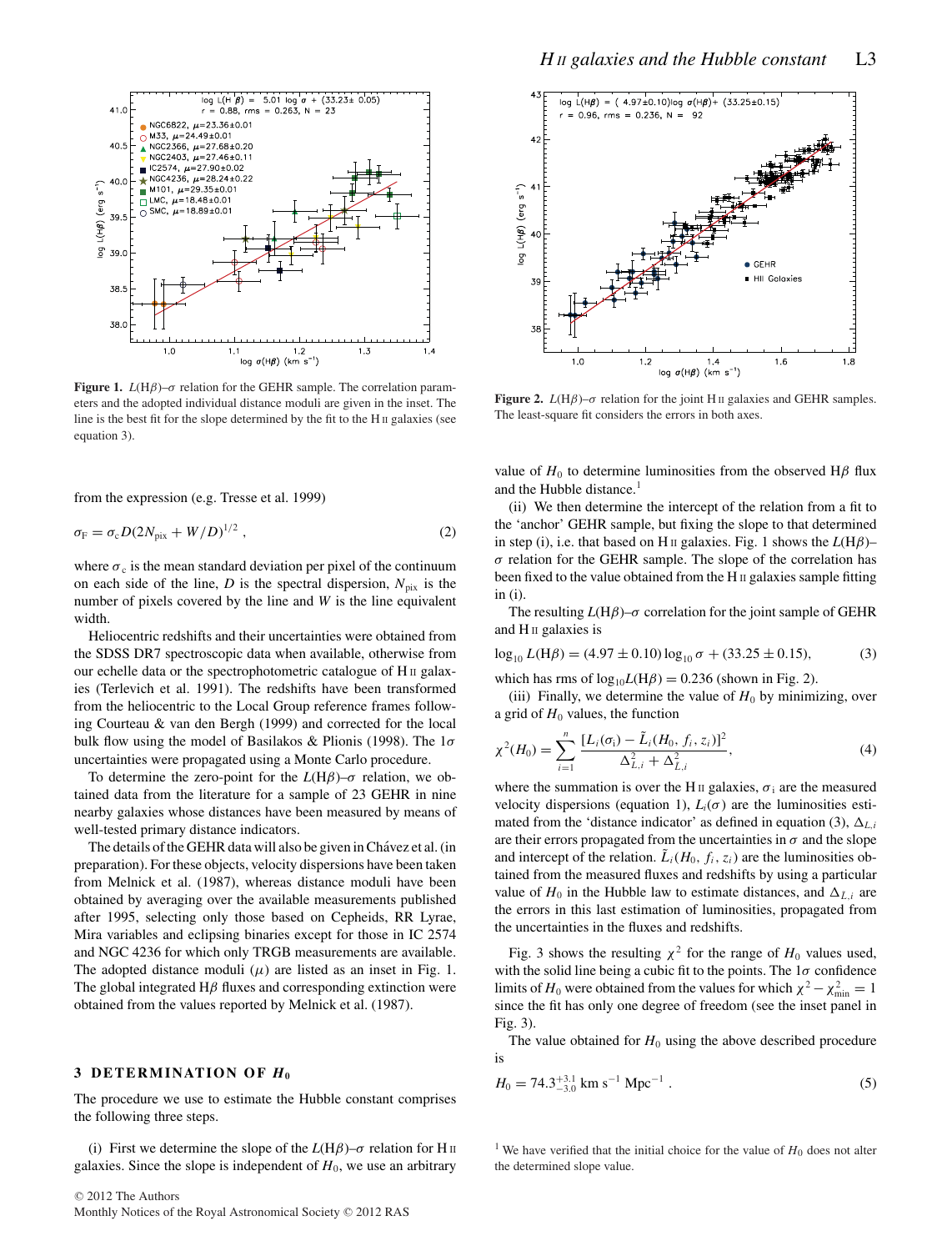Figure 1. $L(\mathrm{H}\beta)$–$\sigma$ relation for the GEHR sample. The correlation parameters and the adopted individual distance moduli are given in the inset. The line is the best fit for the slope determined by the fit to the H II galaxies (see equation 3).

Figure 2. $L(\mathrm{H}\beta)$–$\sigma$ relation for the joint H II galaxies and GEHR samples. The least-square fit considers the errors in both axes.

from the expression (e.g. Tresse et al. 1999)

$$\sigma_{\mathrm{F}} = \sigma_{\mathrm{c}} D (2N_{\mathrm{pix}} + W/D)^{1/2} , \tag{2}$$

where $\sigma_{\mathrm{c}}$ is the mean standard deviation per pixel of the continuum on each side of the line, $D$ is the spectral dispersion, $N_{\mathrm{pix}}$ is the number of pixels covered by the line and $W$ is the line equivalent width.

Heliocentric redshifts and their uncertainties were obtained from the SDSS DR7 spectroscopic data when available, otherwise from our echelle data or the spectrophotometric catalogue of H II galaxies (Terlevich et al. 1991). The redshifts have been transformed from the heliocentric to the Local Group reference frames following Courteau & van den Bergh (1999) and corrected for the local bulk flow using the model of Basilakos & Plionis (1998). The $1\sigma$ uncertainties were propagated using a Monte Carlo procedure.

To determine the zero-point for the $L(\mathrm{H}\beta)$–$\sigma$ relation, we obtained data from the literature for a sample of 23 GEHR in nine nearby galaxies whose distances have been measured by means of well-tested primary distance indicators.

The details of the GEHR data will also be given in Chávez et al. (in preparation). For these objects, velocity dispersions have been taken from Melnick et al. (1987), whereas distance moduli have been obtained by averaging over the available measurements published after 1995, selecting only those based on Cepheids, RR Lyrae, Mira variables and eclipsing binaries except for those in IC 2574 and NGC 4236 for which only TRGB measurements are available. The adopted distance moduli ($\mu$) are listed as an inset in Fig. 1. The global integrated H$\beta$ fluxes and corresponding extinction were obtained from the values reported by Melnick et al. (1987).

## 3 DETERMINATION OF $H_0$

The procedure we use to estimate the Hubble constant comprises the following three steps.

(i) First we determine the slope of the $L(\mathrm{H}\beta)$–$\sigma$ relation for H II galaxies. Since the slope is independent of $H_0$, we use an arbitrary value of $H_0$ to determine luminosities from the observed H$\beta$ flux and the Hubble distance.[1]

(ii) We then determine the intercept of the relation from a fit to the 'anchor' GEHR sample, but fixing the slope to that determined in step (i), i.e. that based on H II galaxies. Fig. 1 shows the $L(\mathrm{H}\beta)$–$\sigma$ relation for the GEHR sample. The slope of the correlation has been fixed to the value obtained from the H II galaxies sample fitting in (i).

The resulting $L(\mathrm{H}\beta)$–$\sigma$ correlation for the joint sample of GEHR and H II galaxies is

$$\log_{10} L(\mathrm{H}\beta) = (4.97 \pm 0.10) \log_{10} \sigma + (33.25 \pm 0.15), \tag{3}$$

which has rms of $\log_{10} L(\mathrm{H}\beta) = 0.236$ (shown in Fig. 2).

(iii) Finally, we determine the value of $H_0$ by minimizing, over a grid of $H_0$ values, the function

$$\chi^2(H_0) = \sum_{i=1}^{n} \frac{[L_i(\sigma_i) - \tilde{L}_i(H_0, f_i, z_i)]^2}{\Delta^2_{L,i} + \Delta^2_{\tilde{L},i}}, \tag{4}$$

where the summation is over the H II galaxies, $\sigma_i$ are the measured velocity dispersions (equation 1), $L_i(\sigma)$ are the luminosities estimated from the 'distance indicator' given in equation (3), $\Delta_{L,i}$ are their errors propagated from the uncertainties in $\sigma$ and the slope and intercept of the relation. $\tilde{L}_i(H_0, f_i, z_i)$ are the luminosities obtained from the measured fluxes and redshifts by using a particular value of $H_0$ in the Hubble law to estimate distances, and $\Delta_{\tilde{L},i}$ are the errors in this last estimation of luminosities, propagated from the uncertainties in the fluxes and redshifts.

Fig. 3 shows the resulting $\chi^2$ for the range of $H_0$ values used, with the solid line being a cubic fit to the points. The $1\sigma$ confidence limits of $H_0$ were obtained from the values for which $\chi^2 - \chi^2_{\mathrm{min}} = 1$ since the fit has only one degree of freedom (see the inset panel in Fig. 3).

The value obtained for $H_0$ using the above described procedure is

$$H_0 = 74.3^{+3.1}_{-3.0}\ \mathrm{km\ s^{-1}\ Mpc^{-1}} . \tag{5}$$

[1] We have verified that the initial choice for the value of $H_0$ does not alter the determined slope value.

© 2012 The Authors
Monthly Notices of the Royal Astronomical Society © 2012 RAS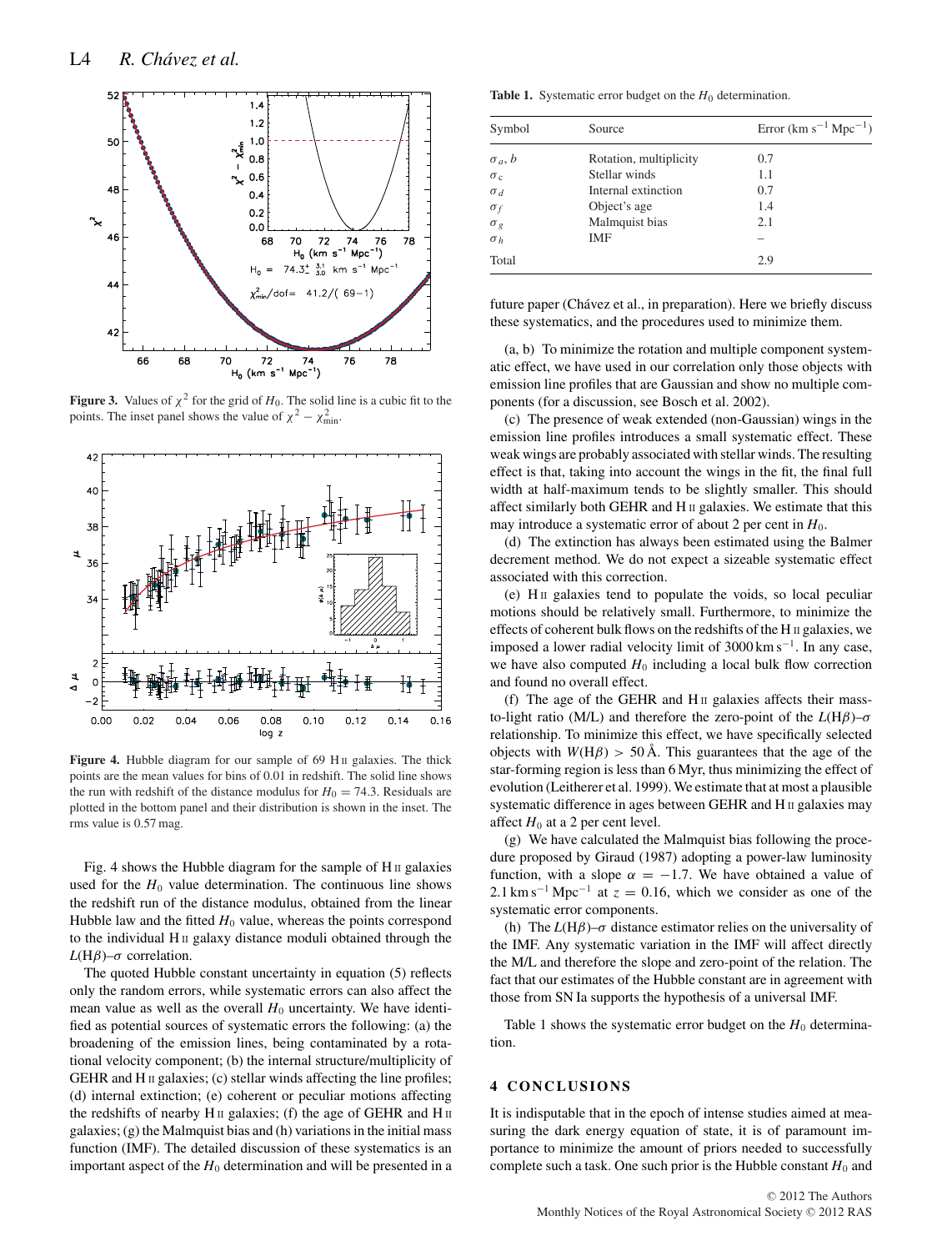**Figure 3.** Values of $\chi^2$ for the grid of $H_0$. The solid line is a cubic fit to the points. The inset panel shows the value of $\chi^2 - \chi^2_{\rm min}$.

**Figure 4.** Hubble diagram for our sample of 69 H II galaxies. The thick points are the mean values for bins of 0.01 in redshift. The solid line shows the run with redshift of the distance modulus for $H_0 = 74.3$. Residuals are plotted in the bottom panel and their distribution is shown in the inset. The rms value is 0.57 mag.

Fig. 4 shows the Hubble diagram for the sample of H II galaxies used for the $H_0$ value determination. The continuous line shows the redshift run of the distance modulus, obtained from the linear Hubble law and the fitted $H_0$ value, whereas the points correspond to the individual H II galaxy distance moduli obtained through the $L(\mathrm{H}\beta)$–$\sigma$ correlation.

The quoted Hubble constant uncertainty in equation (5) reflects only the random errors, while systematic errors can also affect the mean value as well as the overall $H_0$ uncertainty. We have identified as potential sources of systematic errors the following: (a) the broadening of the emission lines, being contaminated by a rotational velocity component; (b) the internal structure/multiplicity of GEHR and H II galaxies; (c) stellar winds affecting the line profiles; (d) internal extinction; (e) coherent or peculiar motions affecting the redshifts of nearby H II galaxies; (f) the age of GEHR and H II galaxies; (g) the Malmquist bias and (h) variations in the initial mass function (IMF). The detailed discussion of these systematics is an important aspect of the $H_0$ determination and will be presented in a future paper (Chávez et al., in preparation). Here we briefly discuss these systematics, and the procedures used to minimize them.

**Table 1.** Systematic error budget on the $H_0$ determination.

| Symbol | Source | Error (km s$^{-1}$ Mpc$^{-1}$) |
|---|---|---|
| $\sigma_a$, $b$ | Rotation, multiplicity | 0.7 |
| $\sigma_c$ | Stellar winds | 1.1 |
| $\sigma_d$ | Internal extinction | 0.7 |
| $\sigma_f$ | Object's age | 1.4 |
| $\sigma_g$ | Malmquist bias | 2.1 |
| $\sigma_h$ | IMF | – |
| Total | | 2.9 |

(a, b) To minimize the rotation and multiple component systematic effect, we have used in our correlation only those objects with emission line profiles that are Gaussian and show no multiple components (for a discussion, see Bosch et al. 2002).

(c) The presence of weak extended (non-Gaussian) wings in the emission line profiles introduces a small systematic effect. These weak wings are probably associated with stellar winds. The resulting effect is that, taking into account the wings in the fit, the final full width at half-maximum tends to be slightly smaller. This should affect similarly both GEHR and H II galaxies. We estimate that this may introduce a systematic error of about 2 per cent in $H_0$.

(d) The extinction has always been estimated using the Balmer decrement method. We do not expect a sizeable systematic effect associated with this correction.

(e) H II galaxies tend to populate the voids, so local peculiar motions should be relatively small. Furthermore, to minimize the effects of coherent bulk flows on the redshifts of the H II galaxies, we imposed a lower radial velocity limit of 3000 km s$^{-1}$. In any case, we have also computed $H_0$ including a local bulk flow correction and found no overall effect.

(f) The age of the GEHR and H II galaxies affects their mass-to-light ratio (M/L) and therefore the zero-point of the $L(\mathrm{H}\beta)$–$\sigma$ relationship. To minimize this effect, we have specifically selected objects with $W(\mathrm{H}\beta) > 50$ Å. This guarantees that the age of the star-forming region is less than 6 Myr, thus minimizing the effect of evolution (Leitherer et al. 1999). We estimate that at most a plausible systematic difference in ages between GEHR and H II galaxies may affect $H_0$ at a 2 per cent level.

(g) We have calculated the Malmquist bias following the procedure proposed by Giraud (1987) adopting a power-law luminosity function, with a slope $\alpha = -1.7$. We have obtained a value of 2.1 km s$^{-1}$ Mpc$^{-1}$ at $z = 0.16$, which we consider as one of the systematic error components.

(h) The $L(\mathrm{H}\beta)$–$\sigma$ distance estimator relies on the universality of the IMF. Any systematic variation in the IMF will affect directly the M/L and therefore the slope and zero-point of the relation. The fact that our estimates of the Hubble constant are in agreement with those from SN Ia supports the hypothesis of a universal IMF.

Table 1 shows the systematic error budget on the $H_0$ determination.

## 4 CONCLUSIONS

It is indisputable that in the epoch of intense studies aimed at measuring the dark energy equation of state, it is of paramount importance to minimize the amount of priors needed to successfully complete such a task. One such prior is the Hubble constant $H_0$ and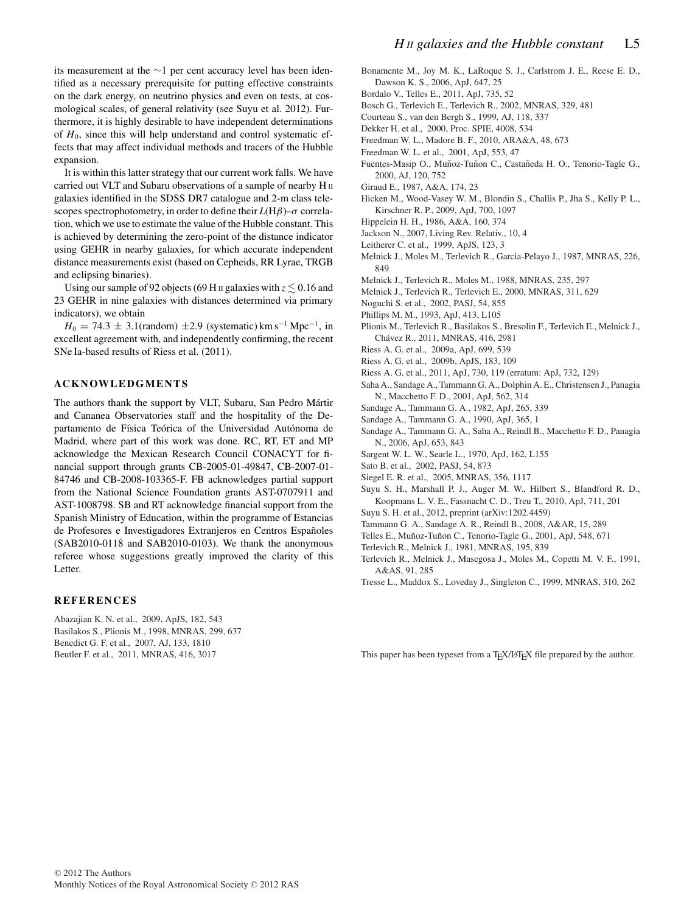its measurement at the ∼1 per cent accuracy level has been identified as a necessary prerequisite for putting effective constraints on the dark energy, on neutrino physics and even on tests, at cosmological scales, of general relativity (see Suyu et al. 2012). Furthermore, it is highly desirable to have independent determinations of $H_0$, since this will help understand and control systematic effects that may affect individual methods and tracers of the Hubble expansion.

It is within this latter strategy that our current work falls. We have carried out VLT and Subaru observations of a sample of nearby H II galaxies identified in the SDSS DR7 catalogue and 2-m class telescopes spectrophotometry, in order to define their $L(\mathrm{H}\beta)$–$\sigma$ correlation, which we use to estimate the value of the Hubble constant. This is achieved by determining the zero-point of the distance indicator using GEHR in nearby galaxies, for which accurate independent distance measurements exist (based on Cepheids, RR Lyrae, TRGB and eclipsing binaries).

Using our sample of 92 objects (69 H II galaxies with $z \lesssim 0.16$ and 23 GEHR in nine galaxies with distances determined via primary indicators), we obtain

$H_0 = 74.3 \pm 3.1(\mathrm{random}) \pm 2.9$ (systematic) $\mathrm{km\,s^{-1}\,Mpc^{-1}}$, in excellent agreement with, and independently confirming, the recent SNe Ia-based results of Riess et al. (2011).

## ACKNOWLEDGMENTS

The authors thank the support by VLT, Subaru, San Pedro Mártir and Cananea Observatories staff and the hospitality of the Departamento de Física Teórica of the Universidad Autónoma de Madrid, where part of this work was done. RC, RT, ET and MP acknowledge the Mexican Research Council CONACYT for financial support through grants CB-2005-01-49847, CB-2007-01-84746 and CB-2008-103365-F. FB acknowledges partial support from the National Science Foundation grants AST-0707911 and AST-1008798. SB and RT acknowledge financial support from the Spanish Ministry of Education, within the programme of Estancias de Profesores e Investigadores Extranjeros en Centros Españoles (SAB2010-0118 and SAB2010-0103). We thank the anonymous referee whose suggestions greatly improved the clarity of this Letter.

## REFERENCES

Abazajian K. N. et al., 2009, ApJS, 182, 543
Basilakos S., Plionis M., 1998, MNRAS, 299, 637
Benedict G. F. et al., 2007, AJ, 133, 1810
Beutler F. et al., 2011, MNRAS, 416, 3017
Bonamente M., Joy M. K., LaRoque S. J., Carlstrom J. E., Reese E. D., Dawson K. S., 2006, ApJ, 647, 25
Bordalo V., Telles E., 2011, ApJ, 735, 52
Bosch G., Terlevich E., Terlevich R., 2002, MNRAS, 329, 481
Courteau S., van den Bergh S., 1999, AJ, 118, 337
Dekker H. et al., 2000, Proc. SPIE, 4008, 534
Freedman W. L., Madore B. F., 2010, ARA&A, 48, 673
Freedman W. L. et al., 2001, ApJ, 553, 47
Fuentes-Masip O., Muñoz-Tuñon C., Castañeda H. O., Tenorio-Tagle G., 2000, AJ, 120, 752
Giraud E., 1987, A&A, 174, 23
Hicken M., Wood-Vasey W. M., Blondin S., Challis P., Jha S., Kelly P. L., Kirschner R. P., 2009, ApJ, 700, 1097
Hippelein H. H., 1986, A&A, 160, 374
Jackson N., 2007, Living Rev. Relativ., 10, 4
Leitherer C. et al., 1999, ApJS, 123, 3
Melnick J., Moles M., Terlevich R., Garcia-Pelayo J., 1987, MNRAS, 226, 849
Melnick J., Terlevich R., Moles M., 1988, MNRAS, 235, 297
Melnick J., Terlevich R., Terlevich E., 2000, MNRAS, 311, 629
Noguchi S. et al., 2002, PASJ, 54, 855
Phillips M. M., 1993, ApJ, 413, L105
Plionis M., Terlevich R., Basilakos S., Bresolin F., Terlevich E., Melnick J., Chávez R., 2011, MNRAS, 416, 2981
Riess A. G. et al., 2009a, ApJ, 699, 539
Riess A. G. et al., 2009b, ApJS, 183, 109
Riess A. G. et al., 2011, ApJ, 730, 119 (erratum: ApJ, 732, 129)
Saha A., Sandage A., Tammann G. A., Dolphin A. E., Christensen J., Panagia N., Macchetto F. D., 2001, ApJ, 562, 314
Sandage A., Tammann G. A., 1982, ApJ, 265, 339
Sandage A., Tammann G. A., 1990, ApJ, 365, 1
Sandage A., Tammann G. A., Saha A., Reindl B., Macchetto F. D., Panagia N., 2006, ApJ, 653, 843
Sargent W. L. W., Searle L., 1970, ApJ, 162, L155
Sato B. et al., 2002, PASJ, 54, 873
Siegel E. R. et al., 2005, MNRAS, 356, 1117
Suyu S. H., Marshall P. J., Auger M. W., Hilbert S., Blandford R. D., Koopmans L. V. E., Fassnacht C. D., Treu T., 2010, ApJ, 711, 201
Suyu S. H. et al., 2012, preprint (arXiv:1202.4459)
Tammann G. A., Sandage A. R., Reindl B., 2008, A&AR, 15, 289
Telles E., Muñoz-Tuñon C., Tenorio-Tagle G., 2001, ApJ, 548, 671
Terlevich R., Melnick J., 1981, MNRAS, 195, 839
Terlevich R., Melnick J., Masegosa J., Moles M., Copetti M. V. F., 1991, A&AS, 91, 285
Tresse L., Maddox S., Loveday J., Singleton C., 1999, MNRAS, 310, 262

This paper has been typeset from a TEX/LATEX file prepared by the author.